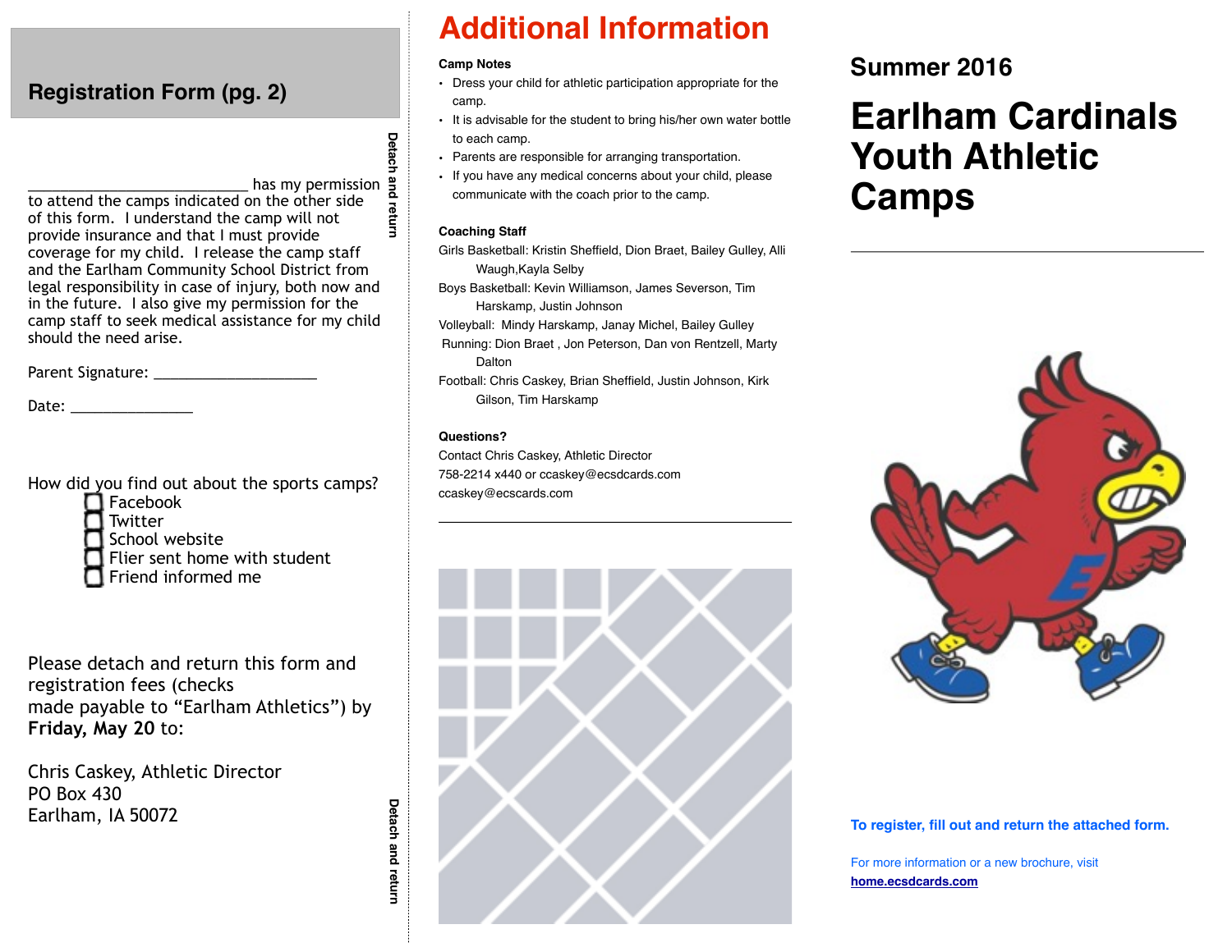## Registration Form (pg. 2)

Detach and return

__________________________ has my permission to attend the camps indicated on the other side of this form. I understand the camp will not provide insurance and that I must provide coverage for my child. I release the camp staff and the Earlham Community School District from legal responsibility in case of injury, both now and in the future. I also give my permission for the camp staff to seek medical assistance for my child should the need arise.

Parent Signature: ___________________

Date: _______________

How did you find out about the sports camps?

- ☐ Facebook
- ☐ Twitter
- ☐ School website
- ☐ Flier sent home with student
- ☐ Friend informed me

Please detach and return this form and registration fees (checks made payable to "Earlham Athletics") by **Friday, May 20** to:

Chris Caskey, Athletic Director
PO Box 430
Earlham, IA 50072

Detach and return

# Additional Information

**Camp Notes**

- Dress your child for athletic participation appropriate for the camp.
- It is advisable for the student to bring his/her own water bottle to each camp.
- Parents are responsible for arranging transportation.
- If you have any medical concerns about your child, please communicate with the coach prior to the camp.

**Coaching Staff**

Girls Basketball: Kristin Sheffield, Dion Braet, Bailey Gulley, Alli Waugh,Kayla Selby

Boys Basketball: Kevin Williamson, James Severson, Tim Harskamp, Justin Johnson

Volleyball: Mindy Harskamp, Janay Michel, Bailey Gulley

Running: Dion Braet , Jon Peterson, Dan von Rentzell, Marty Dalton

Football: Chris Caskey, Brian Sheffield, Justin Johnson, Kirk Gilson, Tim Harskamp

**Questions?**

Contact Chris Caskey, Athletic Director
758-2214 x440 or ccaskey@ecsdcards.com
ccaskey@ecscards.com

## Summer 2016

# Earlham Cardinals Youth Athletic Camps

**To register, fill out and return the attached form.**

For more information or a new brochure, visit **home.ecsdcards.com**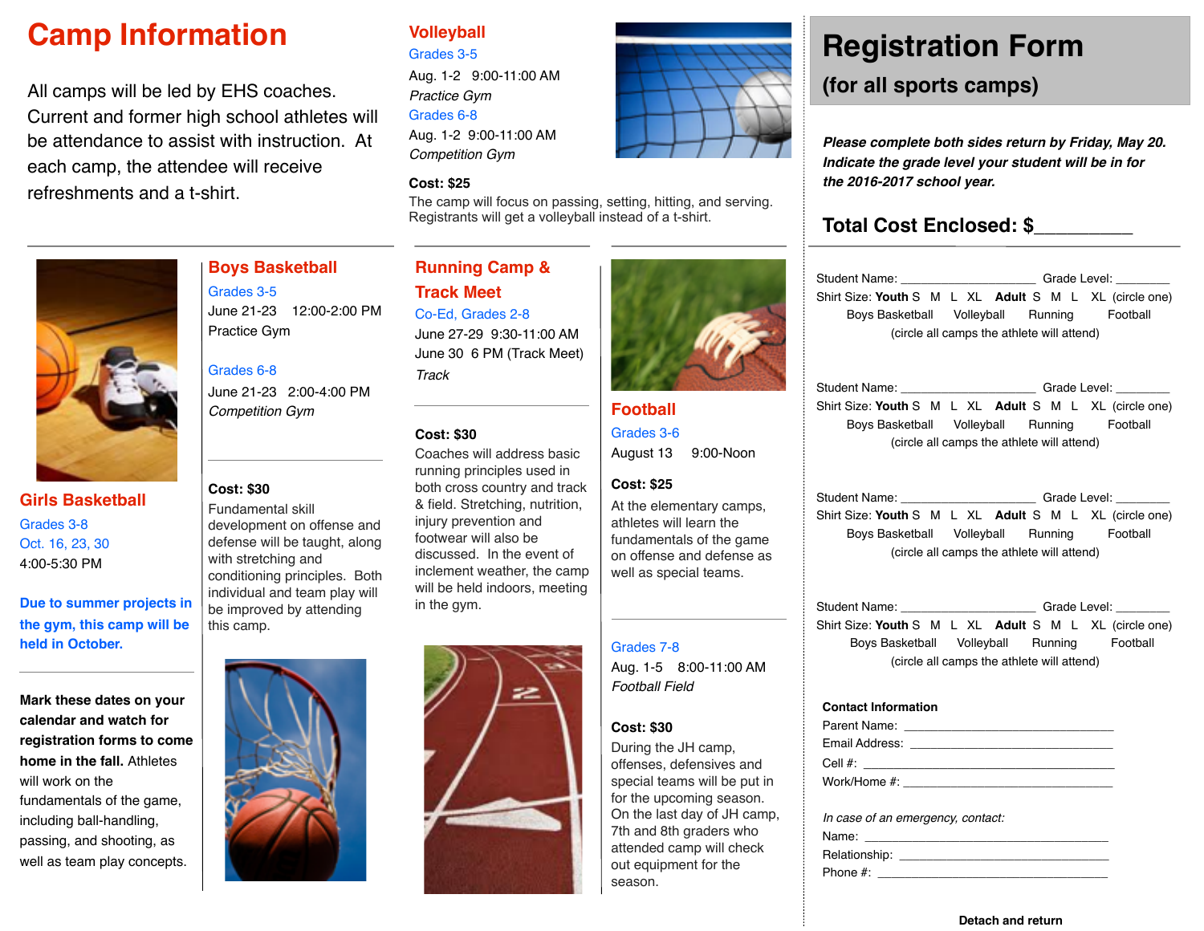# Camp Information

All camps will be led by EHS coaches. Current and former high school athletes will be attendance to assist with instruction. At each camp, the attendee will receive refreshments and a t-shirt.

## Volleyball

Grades 3-5
Aug. 1-2 9:00-11:00 AM
*Practice Gym*

Grades 6-8
Aug. 1-2 9:00-11:00 AM
*Competition Gym*

**Cost: $25**
The camp will focus on passing, setting, hitting, and serving. Registrants will get a volleyball instead of a t-shirt.

## Girls Basketball

Grades 3-8
Oct. 16, 23, 30
4:00-5:30 PM

**Due to summer projects in the gym, this camp will be held in October.**

**Mark these dates on your calendar and watch for registration forms to come home in the fall.** Athletes will work on the fundamentals of the game, including ball-handling, passing, and shooting, as well as team play concepts.

## Boys Basketball

Grades 3-5
June 21-23 12:00-2:00 PM
Practice Gym

Grades 6-8
June 21-23 2:00-4:00 PM
*Competition Gym*

**Cost: $30**
Fundamental skill development on offense and defense will be taught, along with stretching and conditioning principles. Both individual and team play will be improved by attending this camp.

## Running Camp & Track Meet

Co-Ed, Grades 2-8
June 27-29 9:30-11:00 AM
June 30 6 PM (Track Meet)
*Track*

**Cost: $30**
Coaches will address basic running principles used in both cross country and track & field. Stretching, nutrition, injury prevention and footwear will also be discussed. In the event of inclement weather, the camp will be held indoors, meeting in the gym.

## Football

Grades 3-6
August 13 9:00-Noon

**Cost: $25**
At the elementary camps, athletes will learn the fundamentals of the game on offense and defense as well as special teams.

Grades 7-8
Aug. 1-5 8:00-11:00 AM
*Football Field*

**Cost: $30**
During the JH camp, offenses, defensives and special teams will be put in for the upcoming season. On the last day of JH camp, 7th and 8th graders who attended camp will check out equipment for the season.

# Registration Form
## (for all sports camps)

***Please complete both sides return by Friday, May 20. Indicate the grade level your student will be in for the 2016-2017 school year.***

**Total Cost Enclosed: $_________**

Student Name: ____________________ Grade Level: ________
Shirt Size: **Youth** S M L XL **Adult** S M L XL (circle one)
Boys Basketball Volleyball Running Football
(circle all camps the athlete will attend)

Student Name: ____________________ Grade Level: ________
Shirt Size: **Youth** S M L XL **Adult** S M L XL (circle one)
Boys Basketball Volleyball Running Football
(circle all camps the athlete will attend)

Student Name: ____________________ Grade Level: ________
Shirt Size: **Youth** S M L XL **Adult** S M L XL (circle one)
Boys Basketball Volleyball Running Football
(circle all camps the athlete will attend)

Student Name: ____________________ Grade Level: ________
Shirt Size: **Youth** S M L XL **Adult** S M L XL (circle one)
Boys Basketball Volleyball Running Football
(circle all camps the athlete will attend)

**Contact Information**
Parent Name: ______________________________
Email Address: ______________________________
Cell #: ______________________________
Work/Home #: ______________________________

*In case of an emergency, contact:*
Name: ______________________________
Relationship: ______________________________
Phone #: ______________________________

**Detach and return**